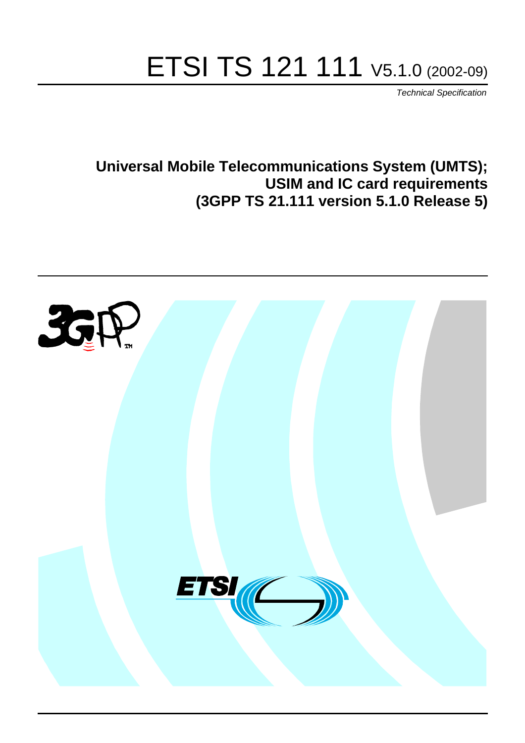# ETSI TS 121 111 V5.1.0 (2002-09)

*Technical Specification*

**Universal Mobile Telecommunications System (UMTS); USIM and IC card requirements (3GPP TS 21.111 version 5.1.0 Release 5)**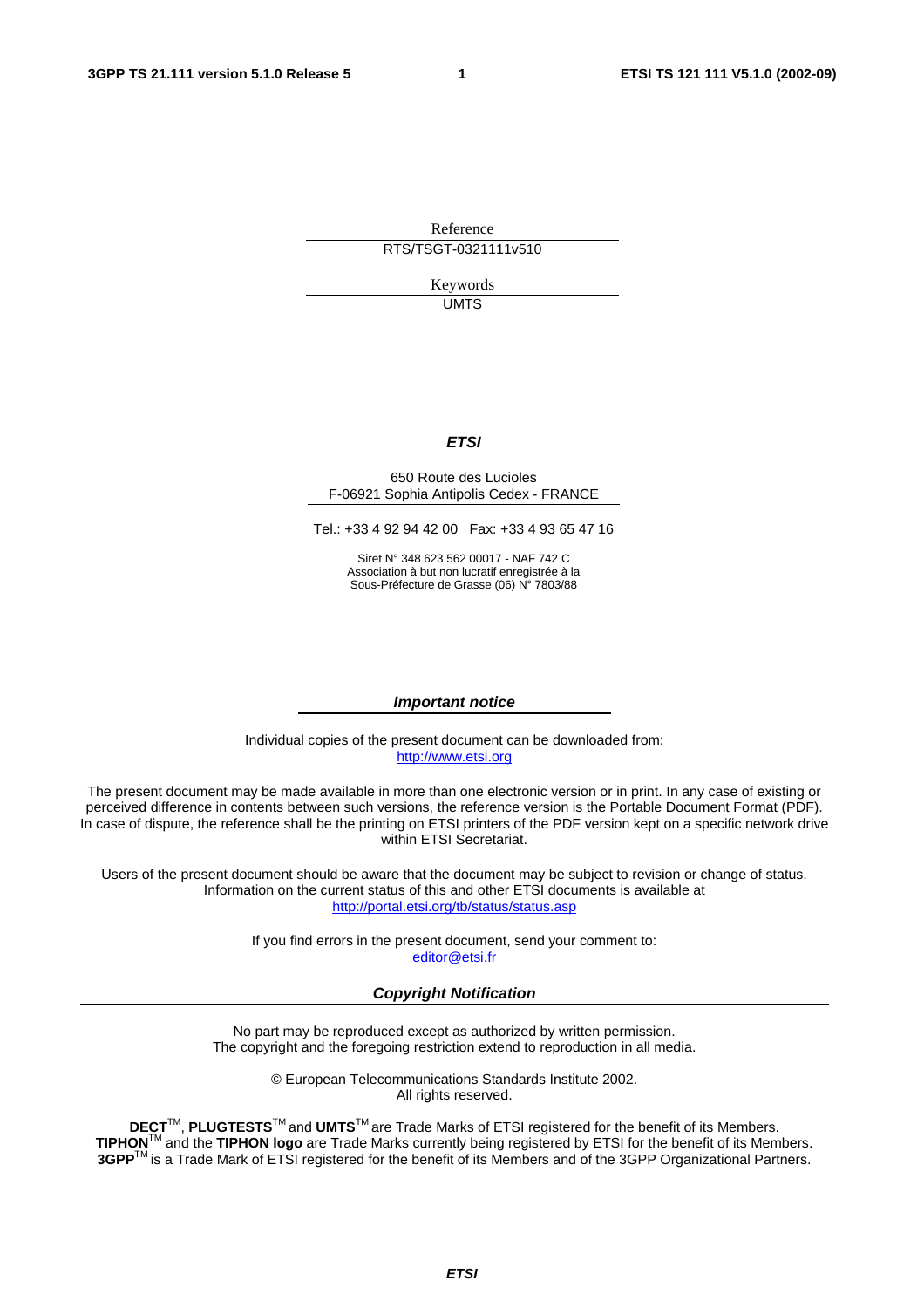Reference

RTS/TSGT-0321111v510

Keywords

UMTS

***ETSI***

650 Route des Lucioles
F-06921 Sophia Antipolis Cedex - FRANCE

Tel.: +33 4 92 94 42 00   Fax: +33 4 93 65 47 16

Siret N° 348 623 562 00017 - NAF 742 C
Association à but non lucratif enregistrée à la
Sous-Préfecture de Grasse (06) N° 7803/88

***Important notice***

Individual copies of the present document can be downloaded from:
http://www.etsi.org

The present document may be made available in more than one electronic version or in print. In any case of existing or perceived difference in contents between such versions, the reference version is the Portable Document Format (PDF). In case of dispute, the reference shall be the printing on ETSI printers of the PDF version kept on a specific network drive within ETSI Secretariat.

Users of the present document should be aware that the document may be subject to revision or change of status. Information on the current status of this and other ETSI documents is available at
http://portal.etsi.org/tb/status/status.asp

If you find errors in the present document, send your comment to:
editor@etsi.fr

***Copyright Notification***

No part may be reproduced except as authorized by written permission.
The copyright and the foregoing restriction extend to reproduction in all media.

© European Telecommunications Standards Institute 2002.
All rights reserved.

**DECT**TM, **PLUGTESTS**TM and **UMTS**TM are Trade Marks of ETSI registered for the benefit of its Members.
**TIPHON**TM and the **TIPHON logo** are Trade Marks currently being registered by ETSI for the benefit of its Members.
**3GPP**TM is a Trade Mark of ETSI registered for the benefit of its Members and of the 3GPP Organizational Partners.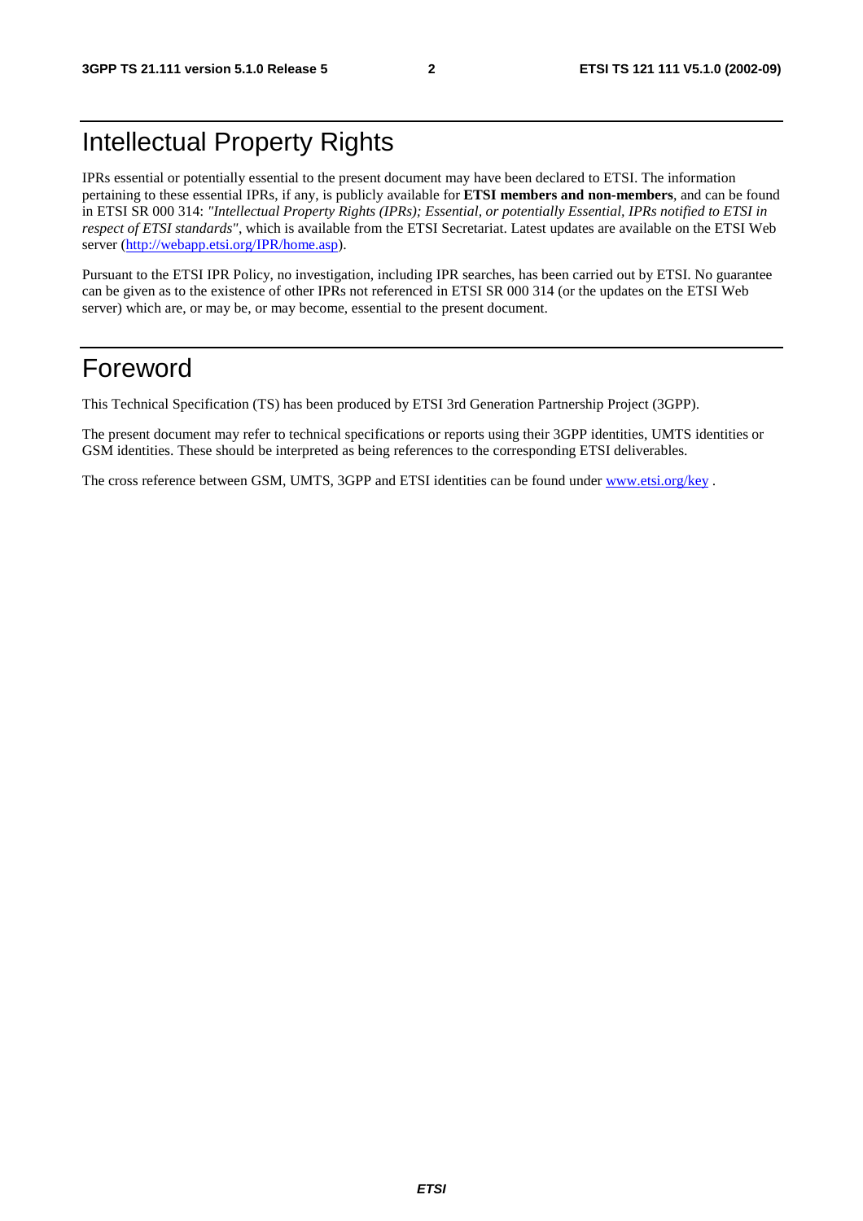# Intellectual Property Rights

IPRs essential or potentially essential to the present document may have been declared to ETSI. The information pertaining to these essential IPRs, if any, is publicly available for **ETSI members and non-members**, and can be found in ETSI SR 000 314: *"Intellectual Property Rights (IPRs); Essential, or potentially Essential, IPRs notified to ETSI in respect of ETSI standards"*, which is available from the ETSI Secretariat. Latest updates are available on the ETSI Web server (http://webapp.etsi.org/IPR/home.asp).

Pursuant to the ETSI IPR Policy, no investigation, including IPR searches, has been carried out by ETSI. No guarantee can be given as to the existence of other IPRs not referenced in ETSI SR 000 314 (or the updates on the ETSI Web server) which are, or may be, or may become, essential to the present document.

# Foreword

This Technical Specification (TS) has been produced by ETSI 3rd Generation Partnership Project (3GPP).

The present document may refer to technical specifications or reports using their 3GPP identities, UMTS identities or GSM identities. These should be interpreted as being references to the corresponding ETSI deliverables.

The cross reference between GSM, UMTS, 3GPP and ETSI identities can be found under www.etsi.org/key .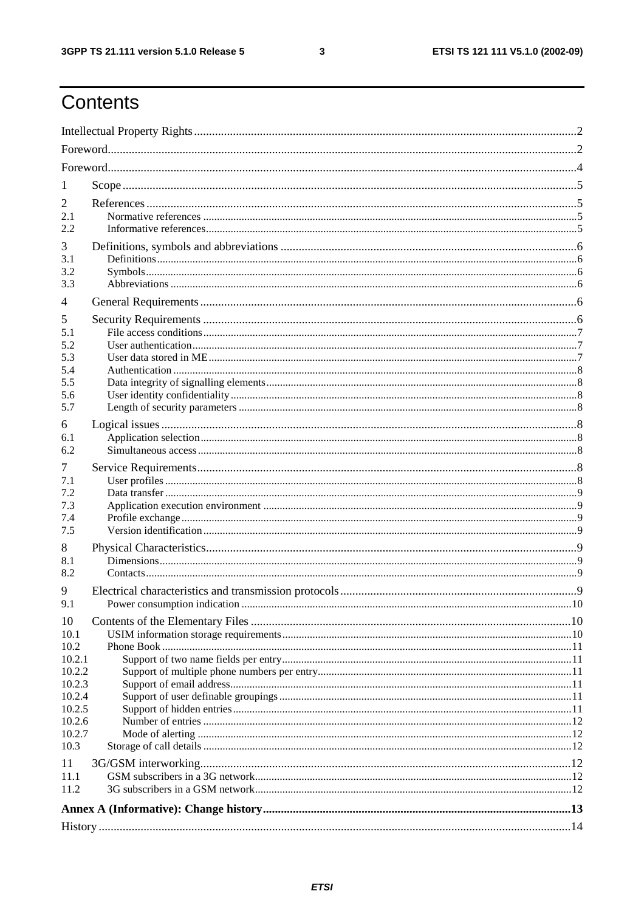# Contents

Intellectual Property Rights ..... 2
Foreword ..... 2
Foreword ..... 4
1 Scope ..... 5
2 References ..... 5
2.1 Normative references ..... 5
2.2 Informative references ..... 5
3 Definitions, symbols and abbreviations ..... 6
3.1 Definitions ..... 6
3.2 Symbols ..... 6
3.3 Abbreviations ..... 6
4 General Requirements ..... 6
5 Security Requirements ..... 6
5.1 File access conditions ..... 7
5.2 User authentication ..... 7
5.3 User data stored in ME ..... 7
5.4 Authentication ..... 8
5.5 Data integrity of signalling elements ..... 8
5.6 User identity confidentiality ..... 8
5.7 Length of security parameters ..... 8
6 Logical issues ..... 8
6.1 Application selection ..... 8
6.2 Simultaneous access ..... 8
7 Service Requirements ..... 8
7.1 User profiles ..... 8
7.2 Data transfer ..... 9
7.3 Application execution environment ..... 9
7.4 Profile exchange ..... 9
7.5 Version identification ..... 9
8 Physical Characteristics ..... 9
8.1 Dimensions ..... 9
8.2 Contacts ..... 9
9 Electrical characteristics and transmission protocols ..... 9
9.1 Power consumption indication ..... 10
10 Contents of the Elementary Files ..... 10
10.1 USIM information storage requirements ..... 10
10.2 Phone Book ..... 11
10.2.1 Support of two name fields per entry ..... 11
10.2.2 Support of multiple phone numbers per entry ..... 11
10.2.3 Support of email address ..... 11
10.2.4 Support of user definable groupings ..... 11
10.2.5 Support of hidden entries ..... 11
10.2.6 Number of entries ..... 12
10.2.7 Mode of alerting ..... 12
10.3 Storage of call details ..... 12
11 3G/GSM interworking ..... 12
11.1 GSM subscribers in a 3G network ..... 12
11.2 3G subscribers in a GSM network ..... 12
**Annex A (Informative): Change history ..... 13**
History ..... 14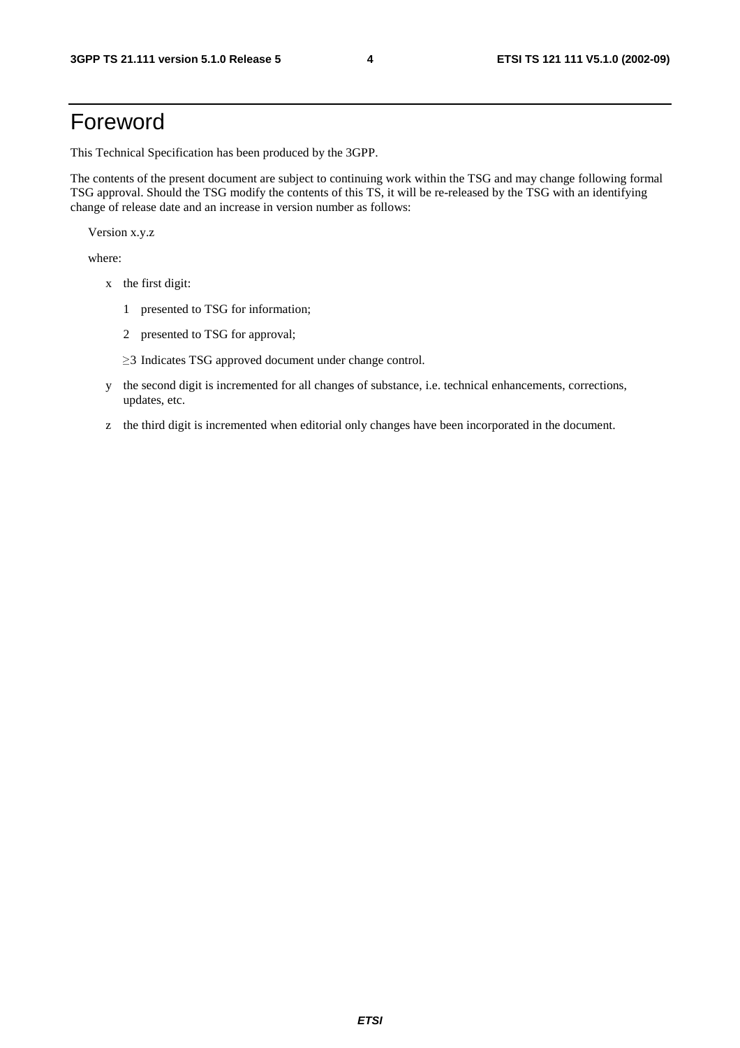# Foreword

This Technical Specification has been produced by the 3GPP.

The contents of the present document are subject to continuing work within the TSG and may change following formal TSG approval. Should the TSG modify the contents of this TS, it will be re-released by the TSG with an identifying change of release date and an increase in version number as follows:

Version x.y.z

where:

- x the first digit:
  - 1 presented to TSG for information;
  - 2 presented to TSG for approval;
  - ≥3 Indicates TSG approved document under change control.
- y the second digit is incremented for all changes of substance, i.e. technical enhancements, corrections, updates, etc.
- z the third digit is incremented when editorial only changes have been incorporated in the document.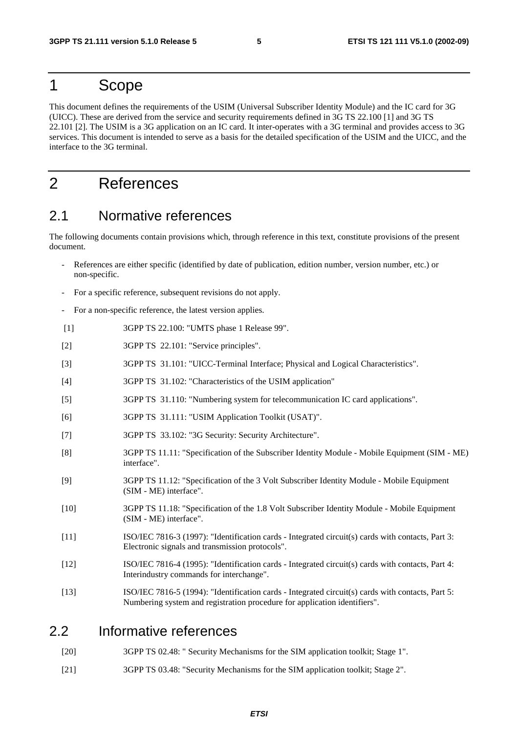# 1 Scope

This document defines the requirements of the USIM (Universal Subscriber Identity Module) and the IC card for 3G (UICC). These are derived from the service and security requirements defined in 3G TS 22.100 [1] and 3G TS 22.101 [2]. The USIM is a 3G application on an IC card. It inter-operates with a 3G terminal and provides access to 3G services. This document is intended to serve as a basis for the detailed specification of the USIM and the UICC, and the interface to the 3G terminal.

# 2 References

## 2.1 Normative references

The following documents contain provisions which, through reference in this text, constitute provisions of the present document.

- References are either specific (identified by date of publication, edition number, version number, etc.) or non-specific.
- For a specific reference, subsequent revisions do not apply.
- For a non-specific reference, the latest version applies.

[1] 3GPP TS 22.100: "UMTS phase 1 Release 99".

[2] 3GPP TS 22.101: "Service principles".

[3] 3GPP TS 31.101: "UICC-Terminal Interface; Physical and Logical Characteristics".

[4] 3GPP TS 31.102: "Characteristics of the USIM application"

[5] 3GPP TS 31.110: "Numbering system for telecommunication IC card applications".

[6] 3GPP TS 31.111: "USIM Application Toolkit (USAT)".

[7] 3GPP TS 33.102: "3G Security: Security Architecture".

[8] 3GPP TS 11.11: "Specification of the Subscriber Identity Module - Mobile Equipment (SIM - ME) interface".

[9] 3GPP TS 11.12: "Specification of the 3 Volt Subscriber Identity Module - Mobile Equipment (SIM - ME) interface".

[10] 3GPP TS 11.18: "Specification of the 1.8 Volt Subscriber Identity Module - Mobile Equipment (SIM - ME) interface".

[11] ISO/IEC 7816-3 (1997): "Identification cards - Integrated circuit(s) cards with contacts, Part 3: Electronic signals and transmission protocols".

[12] ISO/IEC 7816-4 (1995): "Identification cards - Integrated circuit(s) cards with contacts, Part 4: Interindustry commands for interchange".

[13] ISO/IEC 7816-5 (1994): "Identification cards - Integrated circuit(s) cards with contacts, Part 5: Numbering system and registration procedure for application identifiers".

## 2.2 Informative references

[20] 3GPP TS 02.48: " Security Mechanisms for the SIM application toolkit; Stage 1".

[21] 3GPP TS 03.48: "Security Mechanisms for the SIM application toolkit; Stage 2".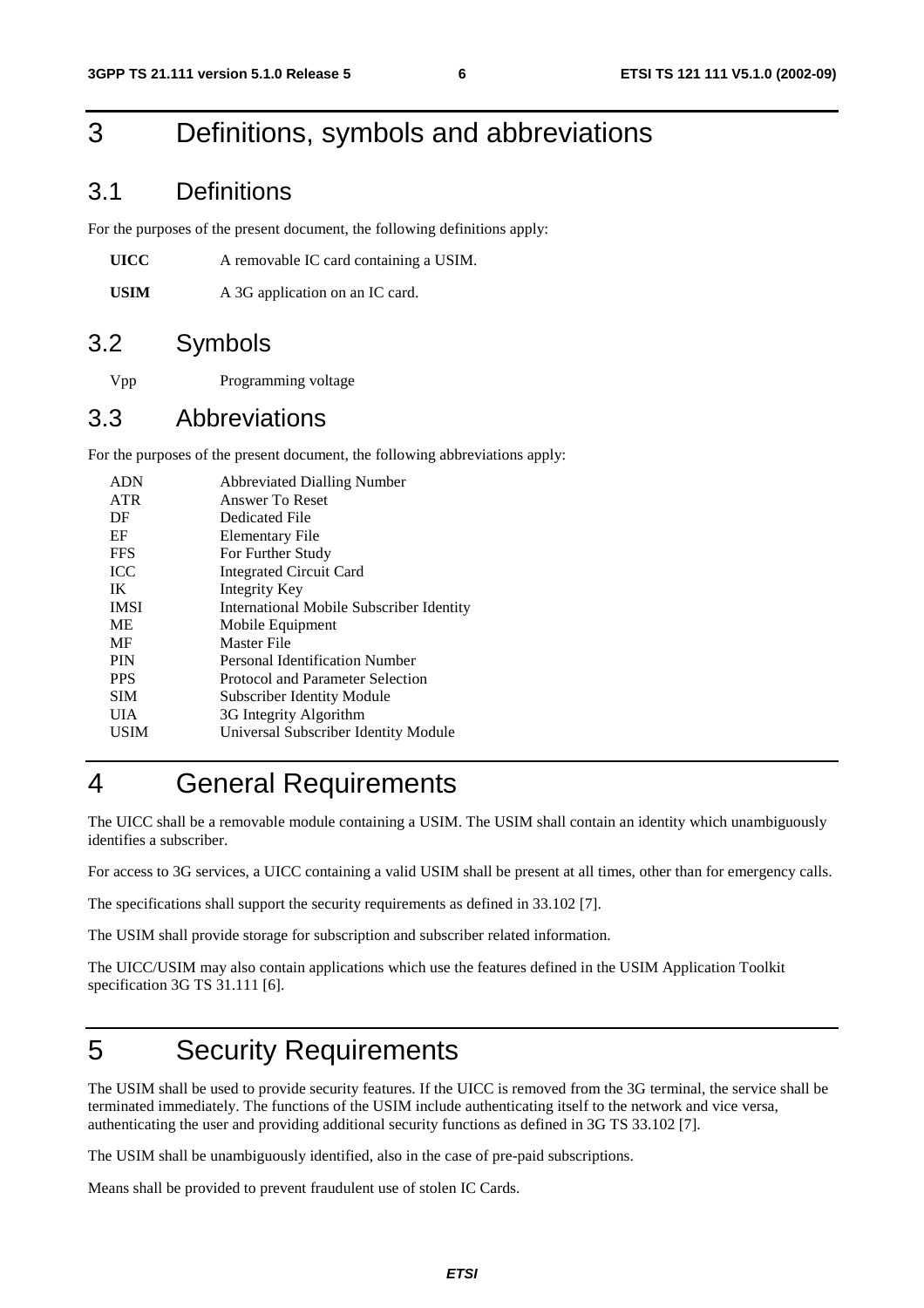# 3 Definitions, symbols and abbreviations

## 3.1 Definitions

For the purposes of the present document, the following definitions apply:

**UICC** A removable IC card containing a USIM.

**USIM** A 3G application on an IC card.

## 3.2 Symbols

Vpp Programming voltage

## 3.3 Abbreviations

For the purposes of the present document, the following abbreviations apply:

| | |
|---|---|
| ADN | Abbreviated Dialling Number |
| ATR | Answer To Reset |
| DF | Dedicated File |
| EF | Elementary File |
| FFS | For Further Study |
| ICC | Integrated Circuit Card |
| IK | Integrity Key |
| IMSI | International Mobile Subscriber Identity |
| ME | Mobile Equipment |
| MF | Master File |
| PIN | Personal Identification Number |
| PPS | Protocol and Parameter Selection |
| SIM | Subscriber Identity Module |
| UIA | 3G Integrity Algorithm |
| USIM | Universal Subscriber Identity Module |

# 4 General Requirements

The UICC shall be a removable module containing a USIM. The USIM shall contain an identity which unambiguously identifies a subscriber.

For access to 3G services, a UICC containing a valid USIM shall be present at all times, other than for emergency calls.

The specifications shall support the security requirements as defined in 33.102 [7].

The USIM shall provide storage for subscription and subscriber related information.

The UICC/USIM may also contain applications which use the features defined in the USIM Application Toolkit specification 3G TS 31.111 [6].

# 5 Security Requirements

The USIM shall be used to provide security features. If the UICC is removed from the 3G terminal, the service shall be terminated immediately. The functions of the USIM include authenticating itself to the network and vice versa, authenticating the user and providing additional security functions as defined in 3G TS 33.102 [7].

The USIM shall be unambiguously identified, also in the case of pre-paid subscriptions.

Means shall be provided to prevent fraudulent use of stolen IC Cards.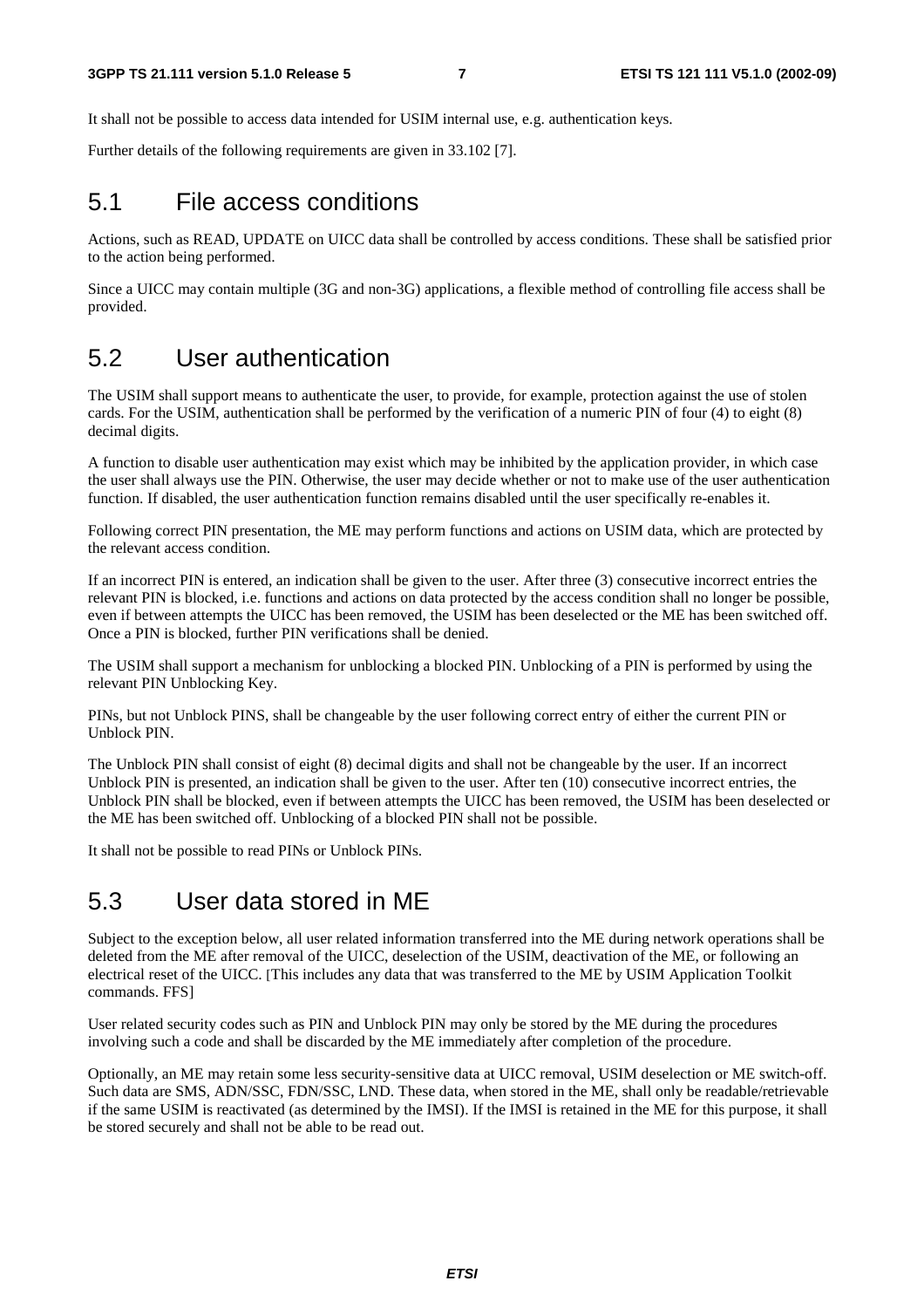It shall not be possible to access data intended for USIM internal use, e.g. authentication keys.

Further details of the following requirements are given in 33.102 [7].

## 5.1 File access conditions

Actions, such as READ, UPDATE on UICC data shall be controlled by access conditions. These shall be satisfied prior to the action being performed.

Since a UICC may contain multiple (3G and non-3G) applications, a flexible method of controlling file access shall be provided.

## 5.2 User authentication

The USIM shall support means to authenticate the user, to provide, for example, protection against the use of stolen cards. For the USIM, authentication shall be performed by the verification of a numeric PIN of four (4) to eight (8) decimal digits.

A function to disable user authentication may exist which may be inhibited by the application provider, in which case the user shall always use the PIN. Otherwise, the user may decide whether or not to make use of the user authentication function. If disabled, the user authentication function remains disabled until the user specifically re-enables it.

Following correct PIN presentation, the ME may perform functions and actions on USIM data, which are protected by the relevant access condition.

If an incorrect PIN is entered, an indication shall be given to the user. After three (3) consecutive incorrect entries the relevant PIN is blocked, i.e. functions and actions on data protected by the access condition shall no longer be possible, even if between attempts the UICC has been removed, the USIM has been deselected or the ME has been switched off. Once a PIN is blocked, further PIN verifications shall be denied.

The USIM shall support a mechanism for unblocking a blocked PIN. Unblocking of a PIN is performed by using the relevant PIN Unblocking Key.

PINs, but not Unblock PINS, shall be changeable by the user following correct entry of either the current PIN or Unblock PIN.

The Unblock PIN shall consist of eight (8) decimal digits and shall not be changeable by the user. If an incorrect Unblock PIN is presented, an indication shall be given to the user. After ten (10) consecutive incorrect entries, the Unblock PIN shall be blocked, even if between attempts the UICC has been removed, the USIM has been deselected or the ME has been switched off. Unblocking of a blocked PIN shall not be possible.

It shall not be possible to read PINs or Unblock PINs.

## 5.3 User data stored in ME

Subject to the exception below, all user related information transferred into the ME during network operations shall be deleted from the ME after removal of the UICC, deselection of the USIM, deactivation of the ME, or following an electrical reset of the UICC. [This includes any data that was transferred to the ME by USIM Application Toolkit commands. FFS]

User related security codes such as PIN and Unblock PIN may only be stored by the ME during the procedures involving such a code and shall be discarded by the ME immediately after completion of the procedure.

Optionally, an ME may retain some less security-sensitive data at UICC removal, USIM deselection or ME switch-off. Such data are SMS, ADN/SSC, FDN/SSC, LND. These data, when stored in the ME, shall only be readable/retrievable if the same USIM is reactivated (as determined by the IMSI). If the IMSI is retained in the ME for this purpose, it shall be stored securely and shall not be able to be read out.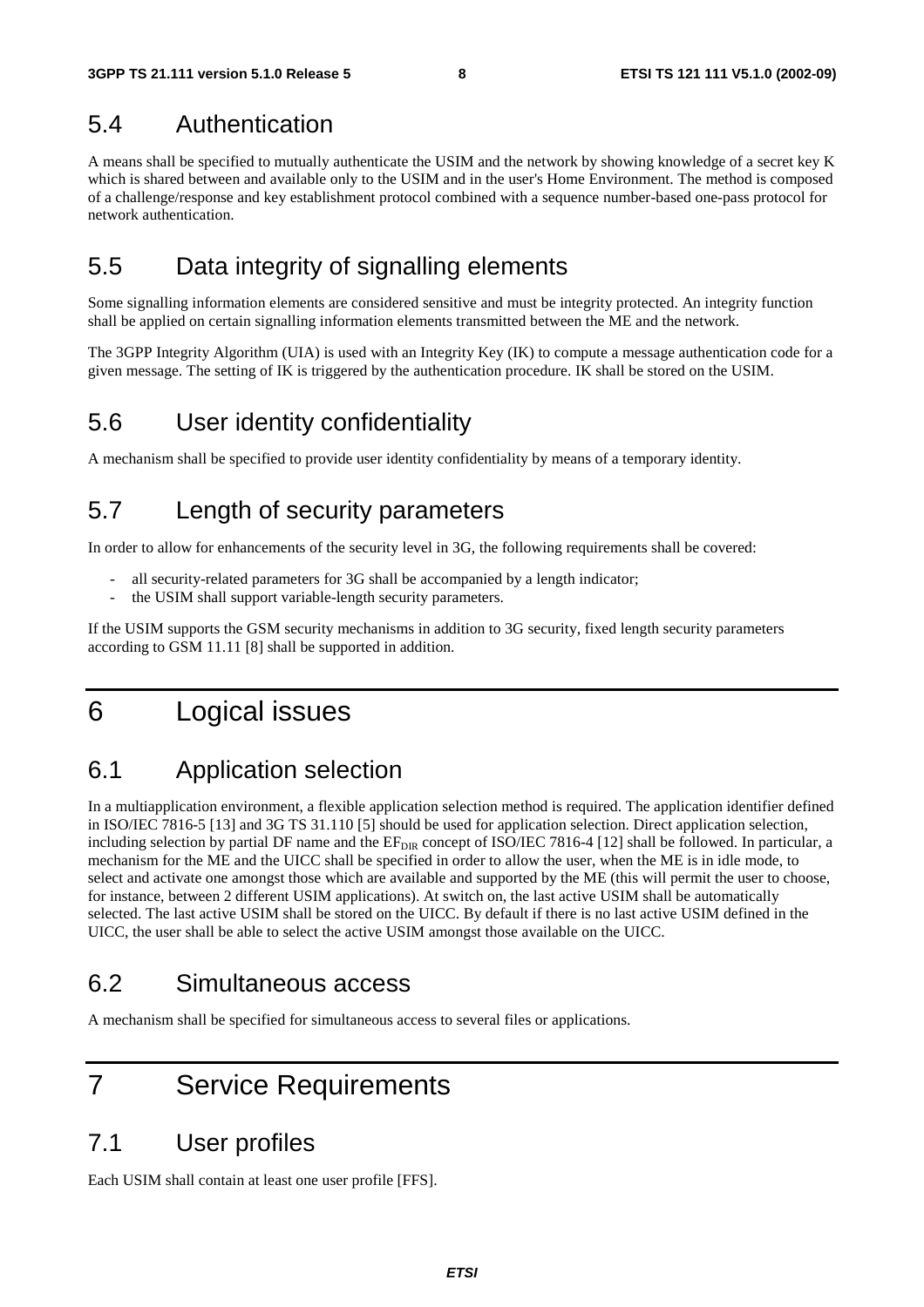## 5.4 Authentication

A means shall be specified to mutually authenticate the USIM and the network by showing knowledge of a secret key K which is shared between and available only to the USIM and in the user's Home Environment. The method is composed of a challenge/response and key establishment protocol combined with a sequence number-based one-pass protocol for network authentication.

## 5.5 Data integrity of signalling elements

Some signalling information elements are considered sensitive and must be integrity protected. An integrity function shall be applied on certain signalling information elements transmitted between the ME and the network.

The 3GPP Integrity Algorithm (UIA) is used with an Integrity Key (IK) to compute a message authentication code for a given message. The setting of IK is triggered by the authentication procedure. IK shall be stored on the USIM.

## 5.6 User identity confidentiality

A mechanism shall be specified to provide user identity confidentiality by means of a temporary identity.

## 5.7 Length of security parameters

In order to allow for enhancements of the security level in 3G, the following requirements shall be covered:

- all security-related parameters for 3G shall be accompanied by a length indicator;
- the USIM shall support variable-length security parameters.

If the USIM supports the GSM security mechanisms in addition to 3G security, fixed length security parameters according to GSM 11.11 [8] shall be supported in addition.

# 6 Logical issues

## 6.1 Application selection

In a multiapplication environment, a flexible application selection method is required. The application identifier defined in ISO/IEC 7816-5 [13] and 3G TS 31.110 [5] should be used for application selection. Direct application selection, including selection by partial DF name and the $EF_{DIR}$ concept of ISO/IEC 7816-4 [12] shall be followed. In particular, a mechanism for the ME and the UICC shall be specified in order to allow the user, when the ME is in idle mode, to select and activate one amongst those which are available and supported by the ME (this will permit the user to choose, for instance, between 2 different USIM applications). At switch on, the last active USIM shall be automatically selected. The last active USIM shall be stored on the UICC. By default if there is no last active USIM defined in the UICC, the user shall be able to select the active USIM amongst those available on the UICC.

## 6.2 Simultaneous access

A mechanism shall be specified for simultaneous access to several files or applications.

# 7 Service Requirements

## 7.1 User profiles

Each USIM shall contain at least one user profile [FFS].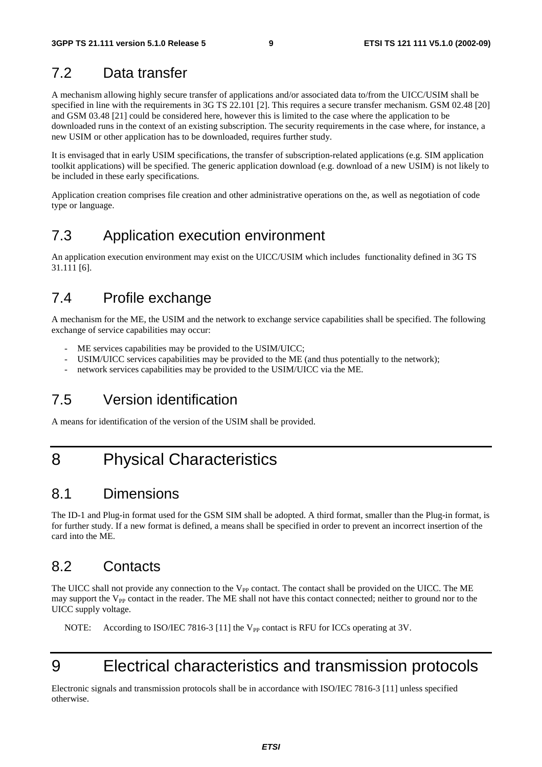## 7.2 Data transfer

A mechanism allowing highly secure transfer of applications and/or associated data to/from the UICC/USIM shall be specified in line with the requirements in 3G TS 22.101 [2]. This requires a secure transfer mechanism. GSM 02.48 [20] and GSM 03.48 [21] could be considered here, however this is limited to the case where the application to be downloaded runs in the context of an existing subscription. The security requirements in the case where, for instance, a new USIM or other application has to be downloaded, requires further study.

It is envisaged that in early USIM specifications, the transfer of subscription-related applications (e.g. SIM application toolkit applications) will be specified. The generic application download (e.g. download of a new USIM) is not likely to be included in these early specifications.

Application creation comprises file creation and other administrative operations on the, as well as negotiation of code type or language.

## 7.3 Application execution environment

An application execution environment may exist on the UICC/USIM which includes functionality defined in 3G TS 31.111 [6].

## 7.4 Profile exchange

A mechanism for the ME, the USIM and the network to exchange service capabilities shall be specified. The following exchange of service capabilities may occur:

- ME services capabilities may be provided to the USIM/UICC;
- USIM/UICC services capabilities may be provided to the ME (and thus potentially to the network);
- network services capabilities may be provided to the USIM/UICC via the ME.

## 7.5 Version identification

A means for identification of the version of the USIM shall be provided.

# 8 Physical Characteristics

## 8.1 Dimensions

The ID-1 and Plug-in format used for the GSM SIM shall be adopted. A third format, smaller than the Plug-in format, is for further study. If a new format is defined, a means shall be specified in order to prevent an incorrect insertion of the card into the ME.

## 8.2 Contacts

The UICC shall not provide any connection to the $V_{PP}$ contact. The contact shall be provided on the UICC. The ME may support the $V_{PP}$ contact in the reader. The ME shall not have this contact connected; neither to ground nor to the UICC supply voltage.

NOTE: According to ISO/IEC 7816-3 [11] the $V_{PP}$ contact is RFU for ICCs operating at 3V.

# 9 Electrical characteristics and transmission protocols

Electronic signals and transmission protocols shall be in accordance with ISO/IEC 7816-3 [11] unless specified otherwise.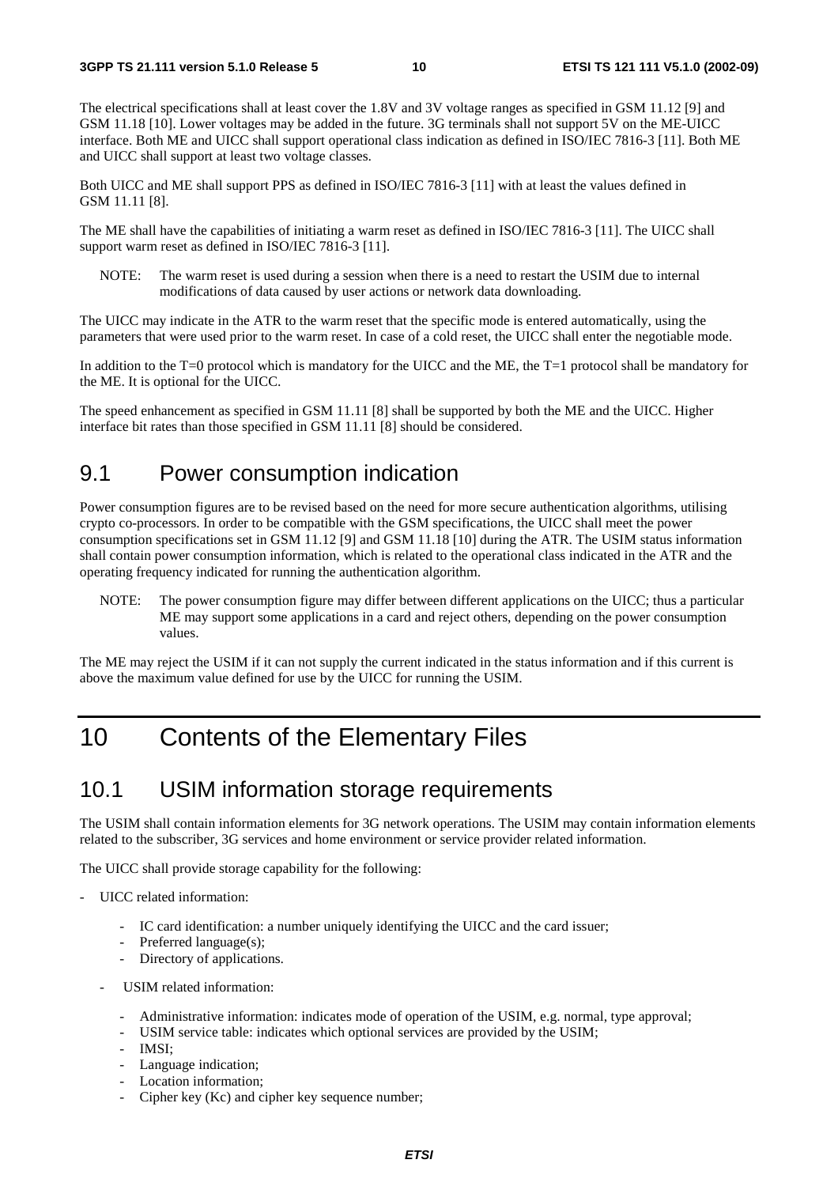The electrical specifications shall at least cover the 1.8V and 3V voltage ranges as specified in GSM 11.12 [9] and GSM 11.18 [10]. Lower voltages may be added in the future. 3G terminals shall not support 5V on the ME-UICC interface. Both ME and UICC shall support operational class indication as defined in ISO/IEC 7816-3 [11]. Both ME and UICC shall support at least two voltage classes.

Both UICC and ME shall support PPS as defined in ISO/IEC 7816-3 [11] with at least the values defined in GSM 11.11 [8].

The ME shall have the capabilities of initiating a warm reset as defined in ISO/IEC 7816-3 [11]. The UICC shall support warm reset as defined in ISO/IEC 7816-3 [11].

NOTE: The warm reset is used during a session when there is a need to restart the USIM due to internal modifications of data caused by user actions or network data downloading.

The UICC may indicate in the ATR to the warm reset that the specific mode is entered automatically, using the parameters that were used prior to the warm reset. In case of a cold reset, the UICC shall enter the negotiable mode.

In addition to the T=0 protocol which is mandatory for the UICC and the ME, the T=1 protocol shall be mandatory for the ME. It is optional for the UICC.

The speed enhancement as specified in GSM 11.11 [8] shall be supported by both the ME and the UICC. Higher interface bit rates than those specified in GSM 11.11 [8] should be considered.

## 9.1 Power consumption indication

Power consumption figures are to be revised based on the need for more secure authentication algorithms, utilising crypto co-processors. In order to be compatible with the GSM specifications, the UICC shall meet the power consumption specifications set in GSM 11.12 [9] and GSM 11.18 [10] during the ATR. The USIM status information shall contain power consumption information, which is related to the operational class indicated in the ATR and the operating frequency indicated for running the authentication algorithm.

NOTE: The power consumption figure may differ between different applications on the UICC; thus a particular ME may support some applications in a card and reject others, depending on the power consumption values.

The ME may reject the USIM if it can not supply the current indicated in the status information and if this current is above the maximum value defined for use by the UICC for running the USIM.

# 10 Contents of the Elementary Files

## 10.1 USIM information storage requirements

The USIM shall contain information elements for 3G network operations. The USIM may contain information elements related to the subscriber, 3G services and home environment or service provider related information.

The UICC shall provide storage capability for the following:

- UICC related information:
  - IC card identification: a number uniquely identifying the UICC and the card issuer;
  - Preferred language(s);
  - Directory of applications.
- USIM related information:
  - Administrative information: indicates mode of operation of the USIM, e.g. normal, type approval;
  - USIM service table: indicates which optional services are provided by the USIM;
  - IMSI;
  - Language indication;
  - Location information;
  - Cipher key (Kc) and cipher key sequence number;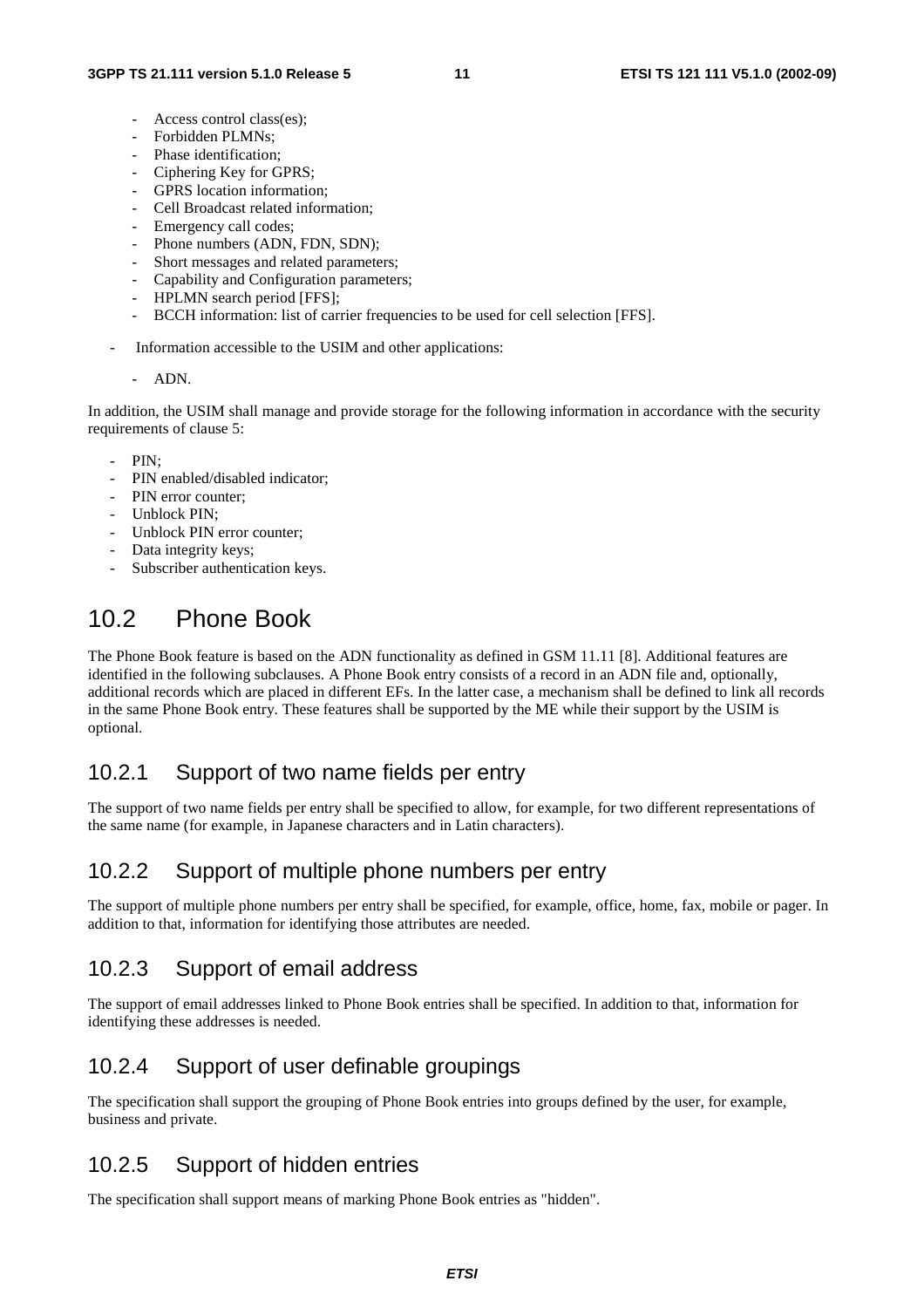- Access control class(es);
- Forbidden PLMNs;
- Phase identification;
- Ciphering Key for GPRS;
- GPRS location information;
- Cell Broadcast related information;
- Emergency call codes;
- Phone numbers (ADN, FDN, SDN);
- Short messages and related parameters;
- Capability and Configuration parameters;
- HPLMN search period [FFS];
- BCCH information: list of carrier frequencies to be used for cell selection [FFS].

- Information accessible to the USIM and other applications:

  - ADN.

In addition, the USIM shall manage and provide storage for the following information in accordance with the security requirements of clause 5:

- PIN;
- PIN enabled/disabled indicator;
- PIN error counter;
- Unblock PIN;
- Unblock PIN error counter;
- Data integrity keys;
- Subscriber authentication keys.

## 10.2 Phone Book

The Phone Book feature is based on the ADN functionality as defined in GSM 11.11 [8]. Additional features are identified in the following subclauses. A Phone Book entry consists of a record in an ADN file and, optionally, additional records which are placed in different EFs. In the latter case, a mechanism shall be defined to link all records in the same Phone Book entry. These features shall be supported by the ME while their support by the USIM is optional.

### 10.2.1 Support of two name fields per entry

The support of two name fields per entry shall be specified to allow, for example, for two different representations of the same name (for example, in Japanese characters and in Latin characters).

### 10.2.2 Support of multiple phone numbers per entry

The support of multiple phone numbers per entry shall be specified, for example, office, home, fax, mobile or pager. In addition to that, information for identifying those attributes are needed.

### 10.2.3 Support of email address

The support of email addresses linked to Phone Book entries shall be specified. In addition to that, information for identifying these addresses is needed.

### 10.2.4 Support of user definable groupings

The specification shall support the grouping of Phone Book entries into groups defined by the user, for example, business and private.

### 10.2.5 Support of hidden entries

The specification shall support means of marking Phone Book entries as "hidden".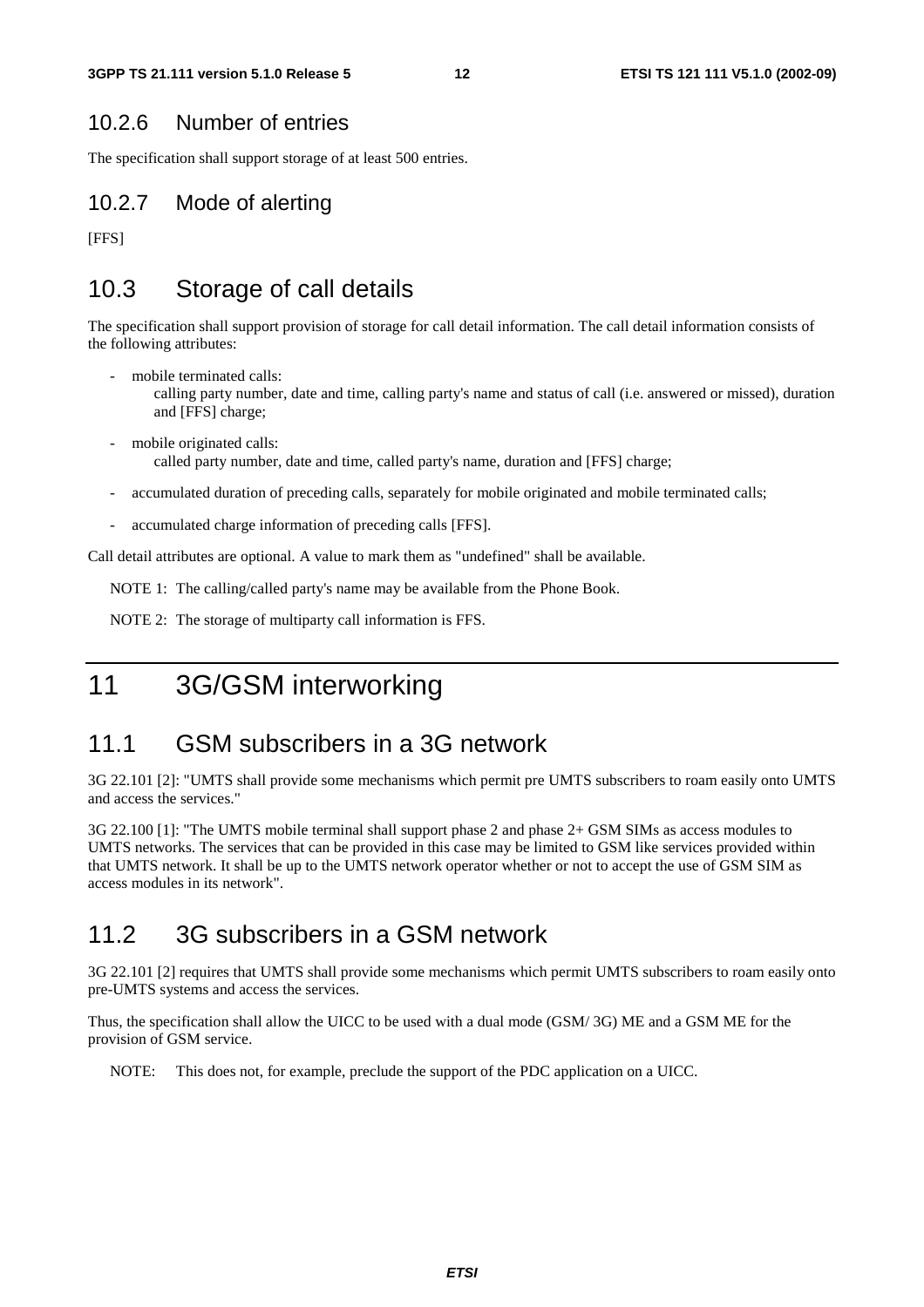### 10.2.6 Number of entries

The specification shall support storage of at least 500 entries.

### 10.2.7 Mode of alerting

[FFS]

## 10.3 Storage of call details

The specification shall support provision of storage for call detail information. The call detail information consists of the following attributes:

- mobile terminated calls:
  calling party number, date and time, calling party's name and status of call (i.e. answered or missed), duration and [FFS] charge;
- mobile originated calls:
  called party number, date and time, called party's name, duration and [FFS] charge;
- accumulated duration of preceding calls, separately for mobile originated and mobile terminated calls;
- accumulated charge information of preceding calls [FFS].

Call detail attributes are optional. A value to mark them as "undefined" shall be available.

NOTE 1: The calling/called party's name may be available from the Phone Book.

NOTE 2: The storage of multiparty call information is FFS.

# 11 3G/GSM interworking

## 11.1 GSM subscribers in a 3G network

3G 22.101 [2]: "UMTS shall provide some mechanisms which permit pre UMTS subscribers to roam easily onto UMTS and access the services."

3G 22.100 [1]: "The UMTS mobile terminal shall support phase 2 and phase 2+ GSM SIMs as access modules to UMTS networks. The services that can be provided in this case may be limited to GSM like services provided within that UMTS network. It shall be up to the UMTS network operator whether or not to accept the use of GSM SIM as access modules in its network".

## 11.2 3G subscribers in a GSM network

3G 22.101 [2] requires that UMTS shall provide some mechanisms which permit UMTS subscribers to roam easily onto pre-UMTS systems and access the services.

Thus, the specification shall allow the UICC to be used with a dual mode (GSM/ 3G) ME and a GSM ME for the provision of GSM service.

NOTE: This does not, for example, preclude the support of the PDC application on a UICC.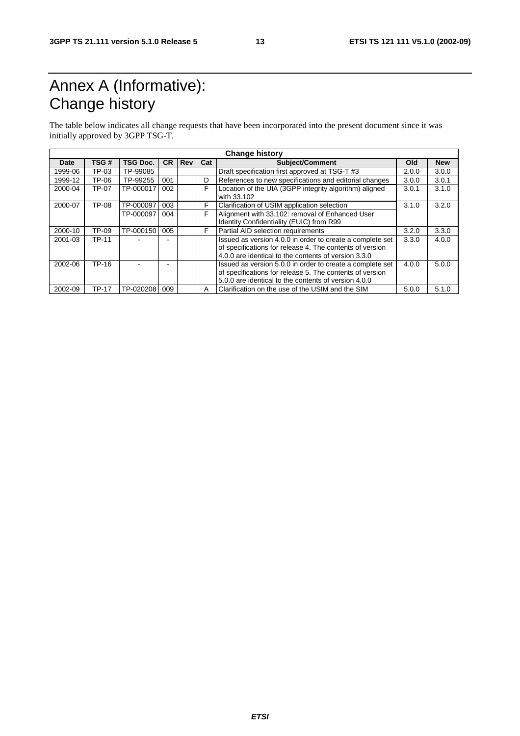# Annex A (Informative): Change history

The table below indicates all change requests that have been incorporated into the present document since it was initially approved by 3GPP TSG-T.

| Change history | | | | | | | | |
|---|---|---|---|---|---|---|---|---|
| **Date** | **TSG #** | **TSG Doc.** | **CR** | **Rev** | **Cat** | **Subject/Comment** | **Old** | **New** |
| 1999-06 | TP-03 | TP-99085 | | | | Draft specification first approved at TSG-T #3 | 2.0.0 | 3.0.0 |
| 1999-12 | TP-06 | TP-99255 | 001 | | D | References to new specifications and editorial changes | 3.0.0 | 3.0.1 |
| 2000-04 | TP-07 | TP-000017 | 002 | | F | Location of the UIA (3GPP integrity algorithm) aligned with 33.102 | 3.0.1 | 3.1.0 |
| 2000-07 | TP-08 | TP-000097 | 003 | | F | Clarification of USIM application selection | 3.1.0 | 3.2.0 |
| | | TP-000097 | 004 | | F | Alignment with 33.102: removal of Enhanced User Identity Confidentiality (EUIC) from R99 | | |
| 2000-10 | TP-09 | TP-000150 | 005 | | F | Partial AID selection requirements | 3.2.0 | 3.3.0 |
| 2001-03 | TP-11 | - | - | | | Issued as version 4.0.0 in order to create a complete set of specifications for release 4. The contents of version 4.0.0 are identical to the contents of version 3.3.0 | 3.3.0 | 4.0.0 |
| 2002-06 | TP-16 | - | - | | | Issued as version 5.0.0 in order to create a complete set of specifications for release 5. The contents of version 5.0.0 are identical to the contents of version 4.0.0 | 4.0.0 | 5.0.0 |
| 2002-09 | TP-17 | TP-020208 | 009 | | A | Clarification on the use of the USIM and the SIM | 5.0.0 | 5.1.0 |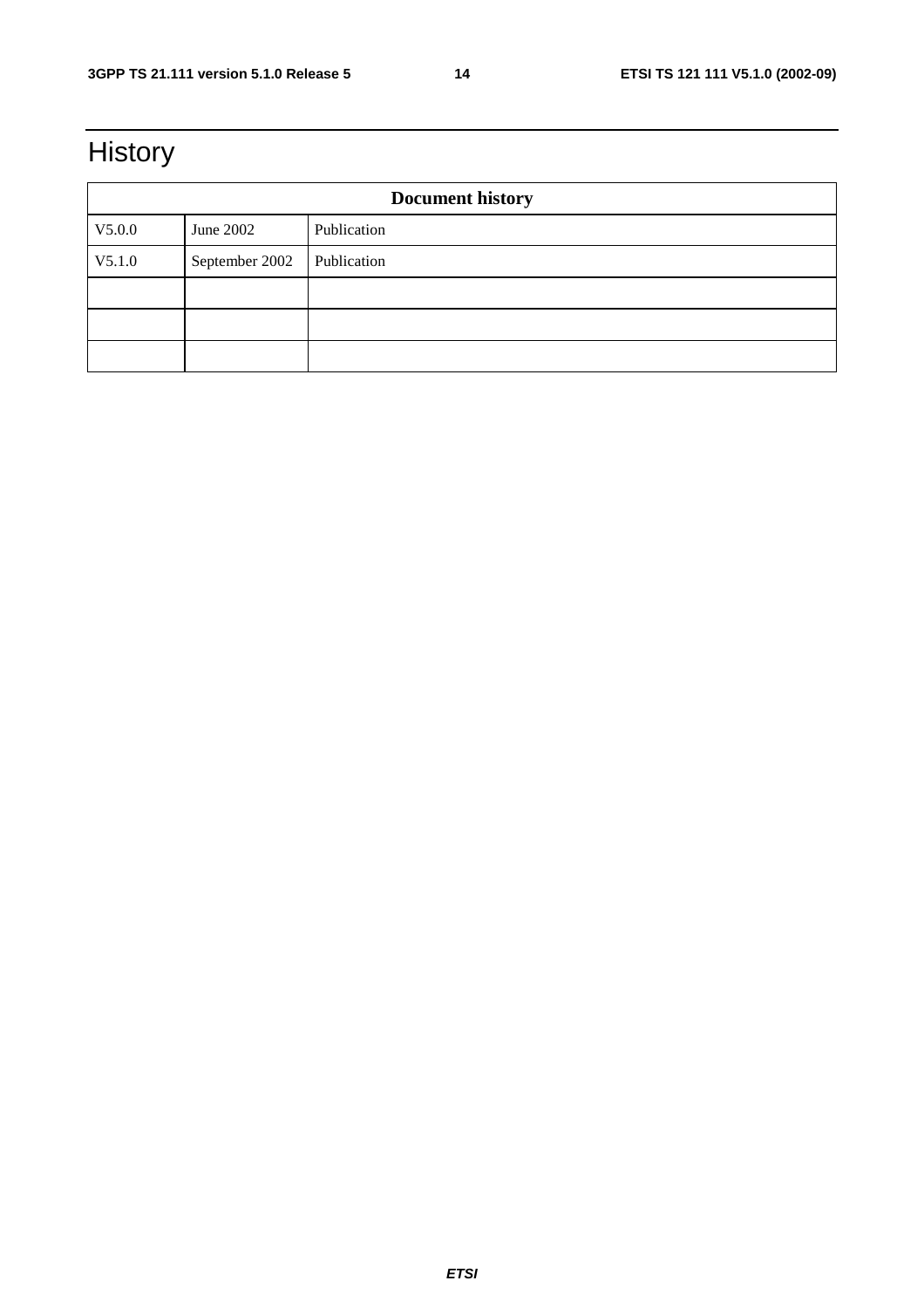# History

| Document history | | |
|---|---|---|
| V5.0.0 | June 2002 | Publication |
| V5.1.0 | September 2002 | Publication |
| | | |
| | | |
| | | |